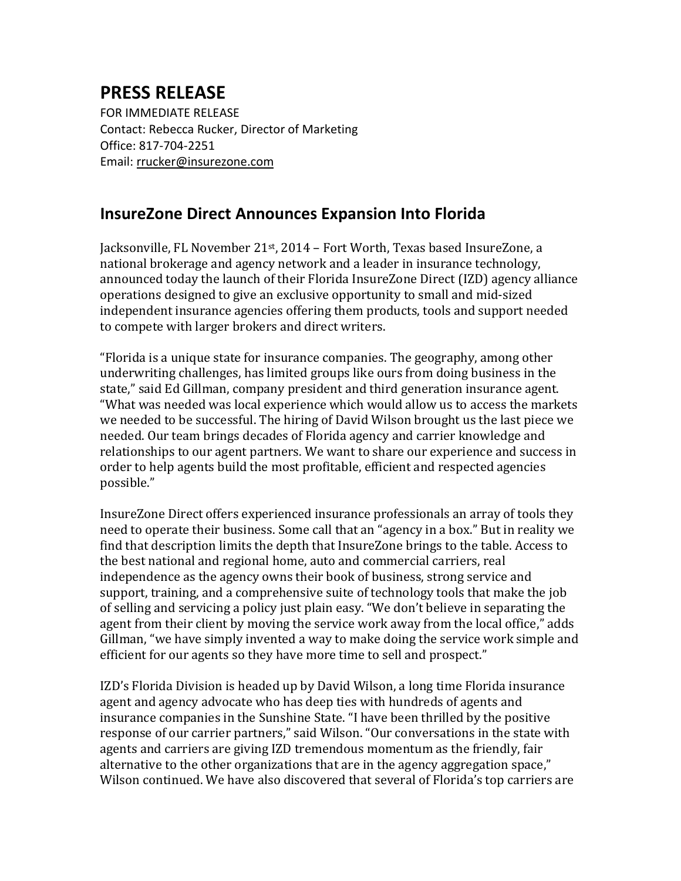# PRESS RELEASE

FOR IMMEDIATE RELEASE
Contact: Rebecca Rucker, Director of Marketing
Office: 817-704-2251
Email: rrucker@insurezone.com

## InsureZone Direct Announces Expansion Into Florida

Jacksonville, FL November 21st, 2014 – Fort Worth, Texas based InsureZone, a national brokerage and agency network and a leader in insurance technology, announced today the launch of their Florida InsureZone Direct (IZD) agency alliance operations designed to give an exclusive opportunity to small and mid-sized independent insurance agencies offering them products, tools and support needed to compete with larger brokers and direct writers.

"Florida is a unique state for insurance companies. The geography, among other underwriting challenges, has limited groups like ours from doing business in the state," said Ed Gillman, company president and third generation insurance agent. "What was needed was local experience which would allow us to access the markets we needed to be successful. The hiring of David Wilson brought us the last piece we needed. Our team brings decades of Florida agency and carrier knowledge and relationships to our agent partners. We want to share our experience and success in order to help agents build the most profitable, efficient and respected agencies possible."

InsureZone Direct offers experienced insurance professionals an array of tools they need to operate their business. Some call that an "agency in a box." But in reality we find that description limits the depth that InsureZone brings to the table. Access to the best national and regional home, auto and commercial carriers, real independence as the agency owns their book of business, strong service and support, training, and a comprehensive suite of technology tools that make the job of selling and servicing a policy just plain easy. "We don't believe in separating the agent from their client by moving the service work away from the local office," adds Gillman, "we have simply invented a way to make doing the service work simple and efficient for our agents so they have more time to sell and prospect."

IZD's Florida Division is headed up by David Wilson, a long time Florida insurance agent and agency advocate who has deep ties with hundreds of agents and insurance companies in the Sunshine State. "I have been thrilled by the positive response of our carrier partners," said Wilson. "Our conversations in the state with agents and carriers are giving IZD tremendous momentum as the friendly, fair alternative to the other organizations that are in the agency aggregation space," Wilson continued. We have also discovered that several of Florida's top carriers are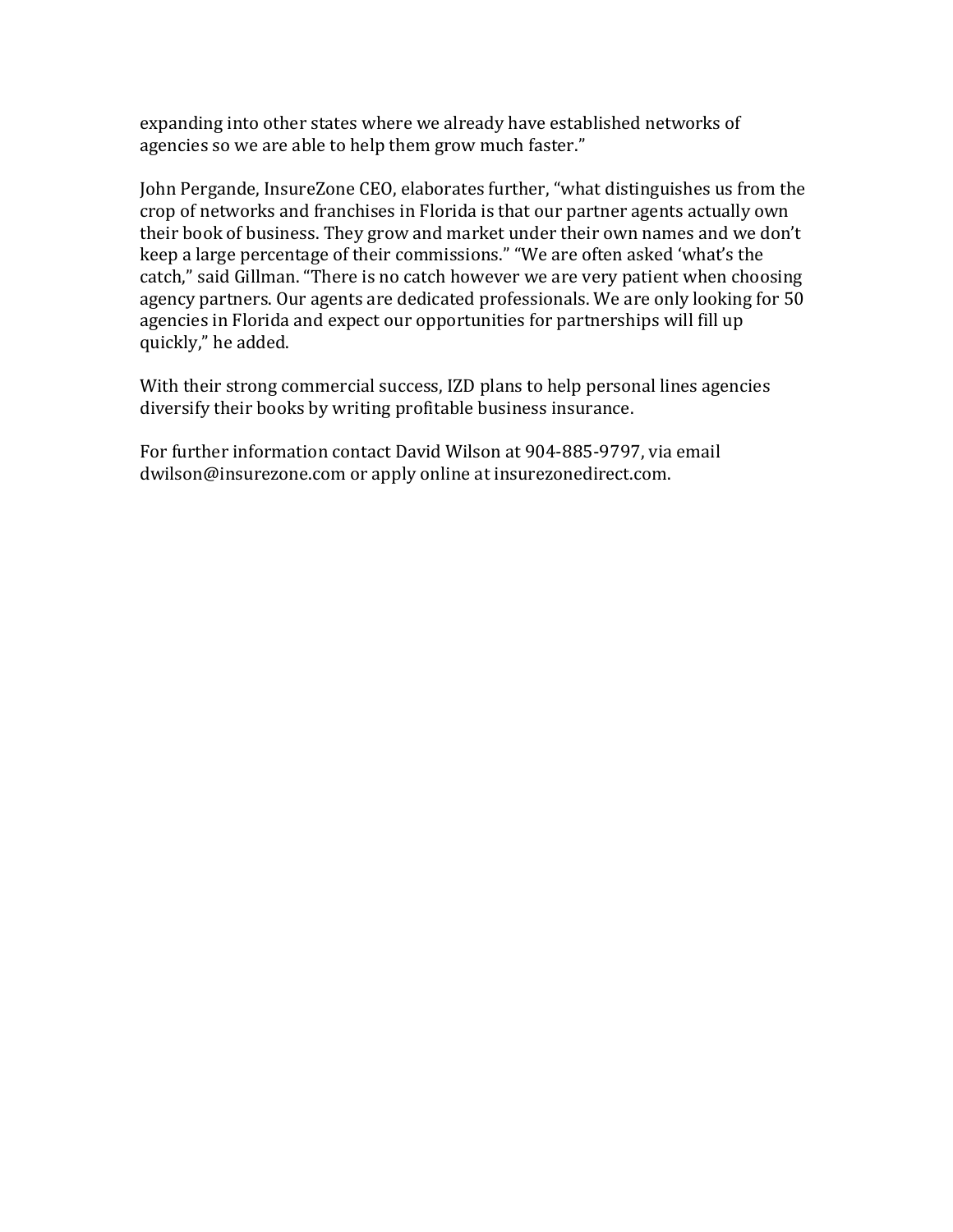expanding into other states where we already have established networks of agencies so we are able to help them grow much faster."

John Pergande, InsureZone CEO, elaborates further, "what distinguishes us from the crop of networks and franchises in Florida is that our partner agents actually own their book of business. They grow and market under their own names and we don't keep a large percentage of their commissions." "We are often asked 'what's the catch," said Gillman. "There is no catch however we are very patient when choosing agency partners. Our agents are dedicated professionals. We are only looking for 50 agencies in Florida and expect our opportunities for partnerships will fill up quickly," he added.

With their strong commercial success, IZD plans to help personal lines agencies diversify their books by writing profitable business insurance.

For further information contact David Wilson at 904-885-9797, via email dwilson@insurezone.com or apply online at insurezonedirect.com.